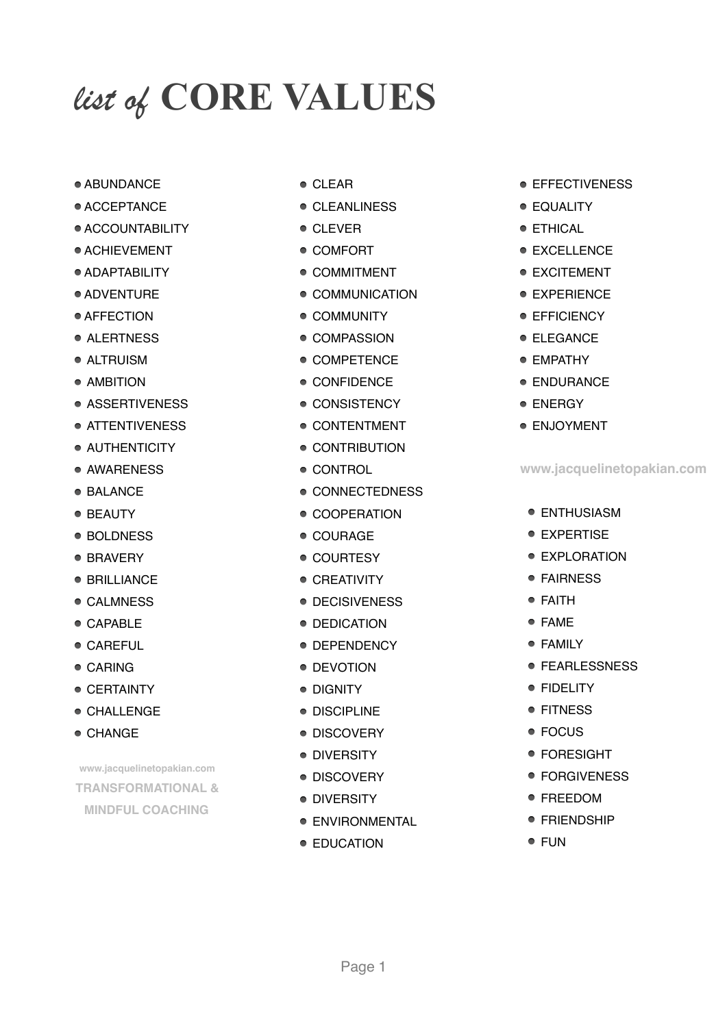# *list of* CORE VALUES

- ABUNDANCE
- ACCEPTANCE
- ACCOUNTABILITY
- ACHIEVEMENT
- ADAPTABILITY
- ADVENTURE
- AFFECTION
- ALERTNESS
- ALTRUISM
- AMBITION
- ASSERTIVENESS
- ATTENTIVENESS
- AUTHENTICITY
- AWARENESS
- BALANCE
- BEAUTY
- BOLDNESS
- BRAVERY
- BRILLIANCE
- CALMNESS
- CAPABLE
- CAREFUL
- CARING
- CERTAINTY
- CHALLENGE
- CHANGE

www.jacquelinetopakian.com
TRANSFORMATIONAL & MINDFUL COACHING

- CLEAR
- CLEANLINESS
- CLEVER
- COMFORT
- COMMITMENT
- COMMUNICATION
- COMMUNITY
- COMPASSION
- COMPETENCE
- CONFIDENCE
- CONSISTENCY
- CONTENTMENT
- CONTRIBUTION
- CONTROL
- CONNECTEDNESS
- COOPERATION
- COURAGE
- COURTESY
- CREATIVITY
- DECISIVENESS
- DEDICATION
- DEPENDENCY
- DEVOTION
- DIGNITY
- DISCIPLINE
- DISCOVERY
- DIVERSITY
- DISCOVERY
- DIVERSITY
- ENVIRONMENTAL
- EDUCATION

- EFFECTIVENESS
- EQUALITY
- ETHICAL
- EXCELLENCE
- EXCITEMENT
- EXPERIENCE
- EFFICIENCY
- ELEGANCE
- EMPATHY
- ENDURANCE
- ENERGY
- ENJOYMENT

www.jacquelinetopakian.com

- ENTHUSIASM
- EXPERTISE
- EXPLORATION
- FAIRNESS
- FAITH
- FAME
- FAMILY
- FEARLESSNESS
- FIDELITY
- FITNESS
- FOCUS
- FORESIGHT
- FORGIVENESS
- FREEDOM
- FRIENDSHIP
- FUN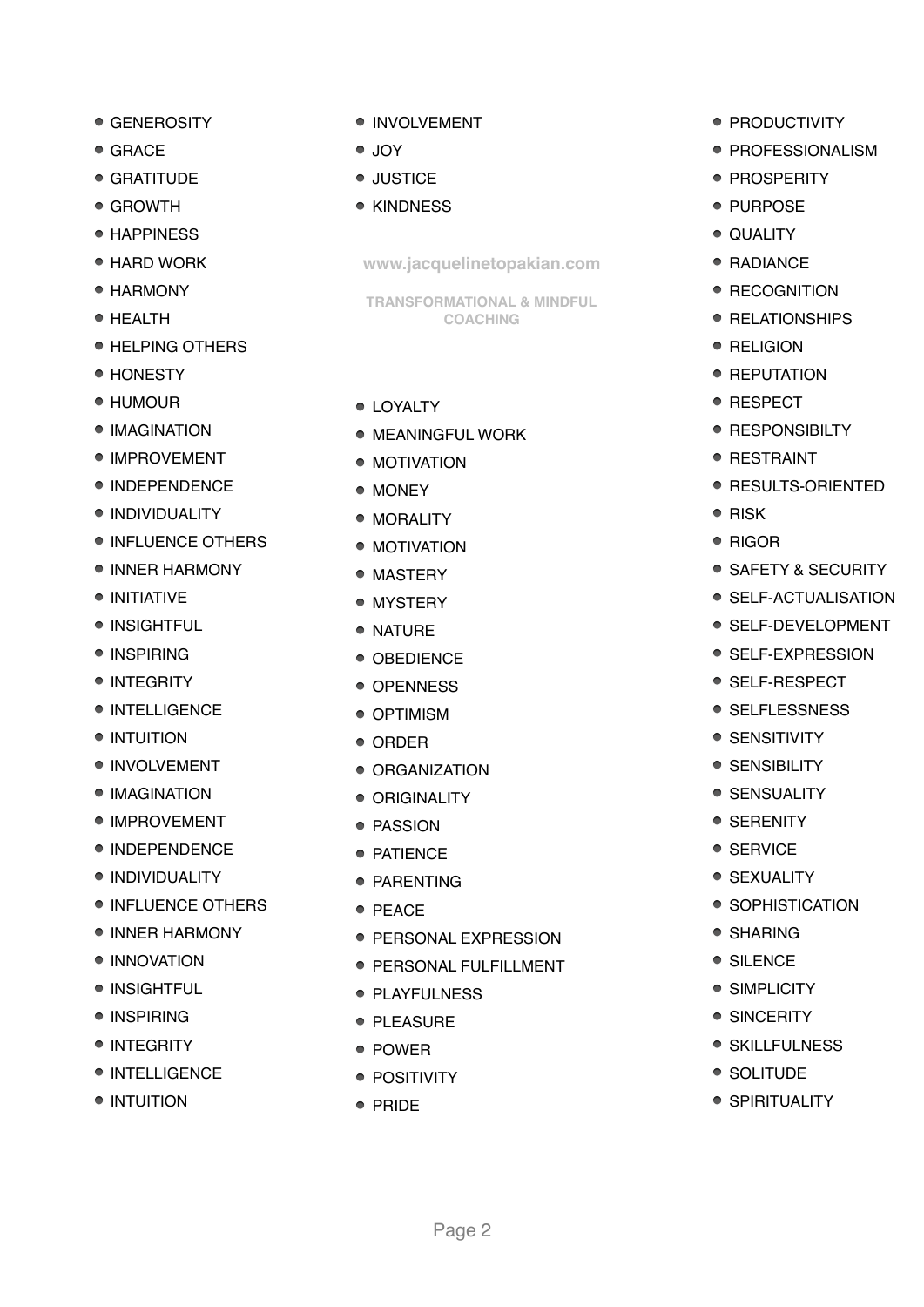- GENEROSITY
- GRACE
- GRATITUDE
- GROWTH
- HAPPINESS
- HARD WORK
- HARMONY
- HEALTH
- HELPING OTHERS
- HONESTY
- HUMOUR
- IMAGINATION
- IMPROVEMENT
- INDEPENDENCE
- INDIVIDUALITY
- INFLUENCE OTHERS
- INNER HARMONY
- INITIATIVE
- INSIGHTFUL
- INSPIRING
- INTEGRITY
- INTELLIGENCE
- INTUITION
- INVOLVEMENT
- IMAGINATION
- IMPROVEMENT
- INDEPENDENCE
- INDIVIDUALITY
- INFLUENCE OTHERS
- INNER HARMONY
- INNOVATION
- INSIGHTFUL
- INSPIRING
- INTEGRITY
- INTELLIGENCE
- INTUITION

- INVOLVEMENT
- JOY
- JUSTICE
- KINDNESS

**www.jacquelinetopakian.com**

**TRANSFORMATIONAL & MINDFUL COACHING**

- LOYALTY
- MEANINGFUL WORK
- MOTIVATION
- MONEY
- MORALITY
- MOTIVATION
- MASTERY
- MYSTERY
- NATURE
- OBEDIENCE
- OPENNESS
- OPTIMISM
- ORDER
- ORGANIZATION
- ORIGINALITY
- PASSION
- PATIENCE
- PARENTING
- PEACE
- PERSONAL EXPRESSION
- PERSONAL FULFILLMENT
- PLAYFULNESS
- PLEASURE
- POWER
- POSITIVITY
- PRIDE

- PRODUCTIVITY
- PROFESSIONALISM
- PROSPERITY
- PURPOSE
- QUALITY
- RADIANCE
- RECOGNITION
- RELATIONSHIPS
- RELIGION
- REPUTATION
- RESPECT
- RESPONSIBILTY
- RESTRAINT
- RESULTS-ORIENTED
- RISK
- RIGOR
- SAFETY & SECURITY
- SELF-ACTUALISATION
- SELF-DEVELOPMENT
- SELF-EXPRESSION
- SELF-RESPECT
- SELFLESSNESS
- SENSITIVITY
- SENSIBILITY
- SENSUALITY
- SERENITY
- SERVICE
- SEXUALITY
- SOPHISTICATION
- SHARING
- SILENCE
- SIMPLICITY
- SINCERITY
- SKILLFULNESS
- SOLITUDE
- SPIRITUALITY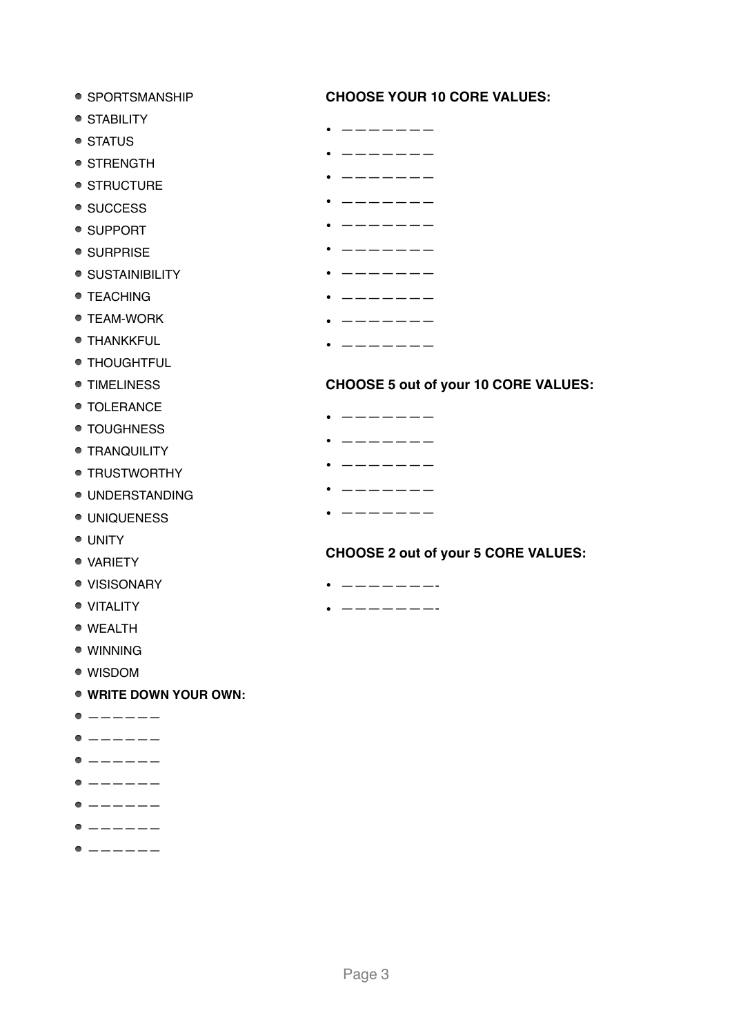- SPORTSMANSHIP
- STABILITY
- STATUS
- STRENGTH
- STRUCTURE
- SUCCESS
- SUPPORT
- SURPRISE
- SUSTAINIBILITY
- TEACHING
- TEAM-WORK
- THANKKFUL
- THOUGHTFUL
- TIMELINESS
- TOLERANCE
- TOUGHNESS
- TRANQUILITY
- TRUSTWORTHY
- UNDERSTANDING
- UNIQUENESS
- UNITY
- VARIETY
- VISISONARY
- VITALITY
- WEALTH
- WINNING
- WISDOM
- **WRITE DOWN YOUR OWN:**
- ______
- ______
- ______
- ______
- ______
- ______
- ______

**CHOOSE YOUR 10 CORE VALUES:**

- _______
- _______
- _______
- _______
- _______
- _______
- _______
- _______
- _______
- _______

**CHOOSE 5 out of your 10 CORE VALUES:**

- _______
- _______
- _______
- _______
- _______

**CHOOSE 2 out of your 5 CORE VALUES:**

- _______-
- _______-